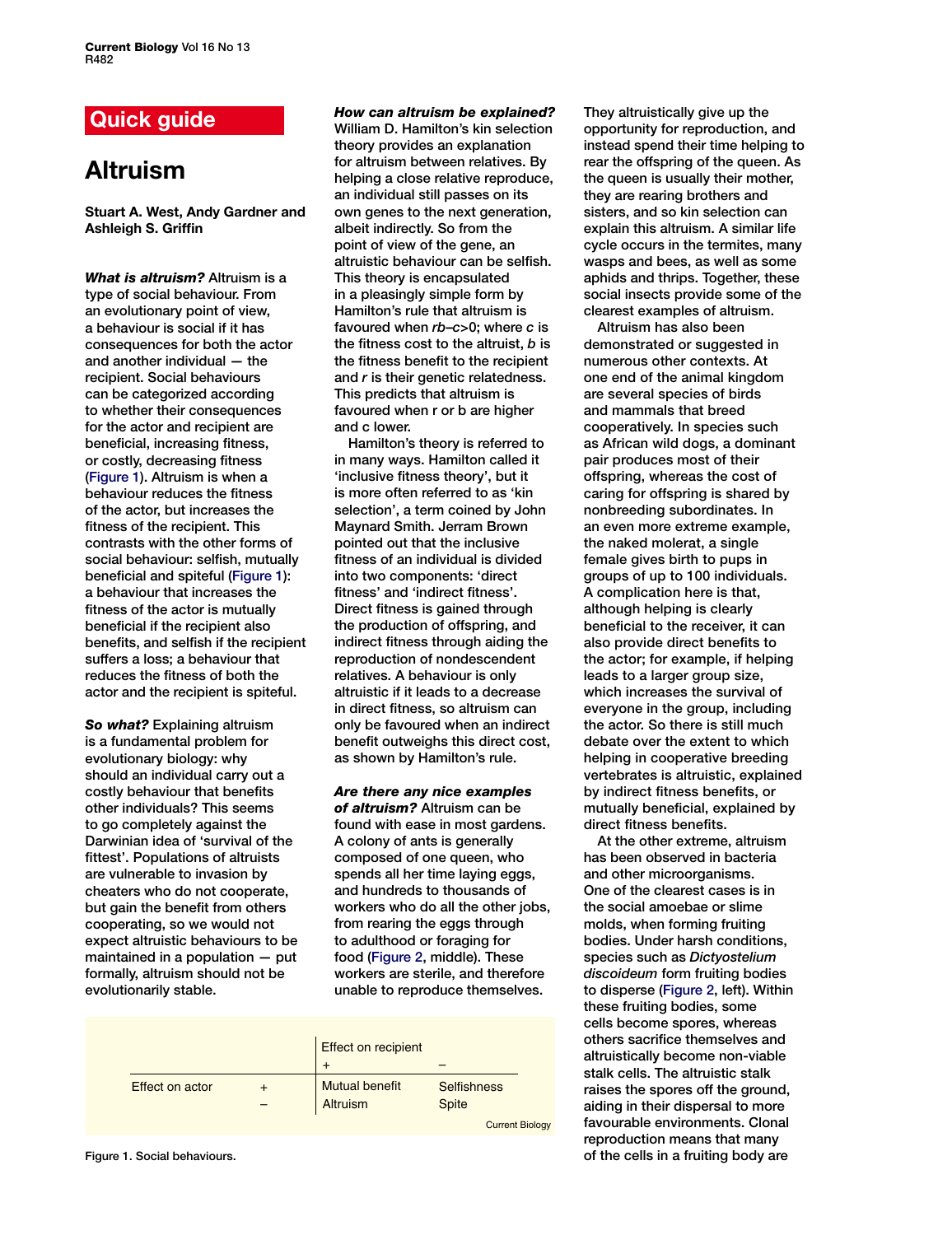Quick guide

# Altruism

**Stuart A. West, Andy Gardner and Ashleigh S. Griffin**

***What is altruism?*** Altruism is a type of social behaviour. From an evolutionary point of view, a behaviour is social if it has consequences for both the actor and another individual — the recipient. Social behaviours can be categorized according to whether their consequences for the actor and recipient are beneficial, increasing fitness, or costly, decreasing fitness (Figure 1). Altruism is when a behaviour reduces the fitness of the actor, but increases the fitness of the recipient. This contrasts with the other forms of social behaviour: selfish, mutually beneficial and spiteful (Figure 1): a behaviour that increases the fitness of the actor is mutually beneficial if the recipient also benefits, and selfish if the recipient suffers a loss; a behaviour that reduces the fitness of both the actor and the recipient is spiteful.

***So what?*** Explaining altruism is a fundamental problem for evolutionary biology: why should an individual carry out a costly behaviour that benefits other individuals? This seems to go completely against the Darwinian idea of 'survival of the fittest'. Populations of altruists are vulnerable to invasion by cheaters who do not cooperate, but gain the benefit from others cooperating, so we would not expect altruistic behaviours to be maintained in a population — put formally, altruism should not be evolutionarily stable.

***How can altruism be explained?*** William D. Hamilton's kin selection theory provides an explanation for altruism between relatives. By helping a close relative reproduce, an individual still passes on its own genes to the next generation, albeit indirectly. So from the point of view of the gene, an altruistic behaviour can be selfish. This theory is encapsulated in a pleasingly simple form by Hamilton's rule that altruism is favoured when $rb–c>0$; where $c$ is the fitness cost to the altruist, $b$ is the fitness benefit to the recipient and $r$ is their genetic relatedness. This predicts that altruism is favoured when r or b are higher and c lower.

Hamilton's theory is referred to in many ways. Hamilton called it 'inclusive fitness theory', but it is more often referred to as 'kin selection', a term coined by John Maynard Smith. Jerram Brown pointed out that the inclusive fitness of an individual is divided into two components: 'direct fitness' and 'indirect fitness'. Direct fitness is gained through the production of offspring, and indirect fitness through aiding the reproduction of nondescendent relatives. A behaviour is only altruistic if it leads to a decrease in direct fitness, so altruism can only be favoured when an indirect benefit outweighs this direct cost, as shown by Hamilton's rule.

***Are there any nice examples of altruism?*** Altruism can be found with ease in most gardens. A colony of ants is generally composed of one queen, who spends all her time laying eggs, and hundreds to thousands of workers who do all the other jobs, from rearing the eggs through to adulthood or foraging for food (Figure 2, middle). These workers are sterile, and therefore unable to reproduce themselves. They altruistically give up the opportunity for reproduction, and instead spend their time helping to rear the offspring of the queen. As the queen is usually their mother, they are rearing brothers and sisters, and so kin selection can explain this altruism. A similar life cycle occurs in the termites, many wasps and bees, as well as some aphids and thrips. Together, these social insects provide some of the clearest examples of altruism.

Altruism has also been demonstrated or suggested in numerous other contexts. At one end of the animal kingdom are several species of birds and mammals that breed cooperatively. In species such as African wild dogs, a dominant pair produces most of their offspring, whereas the cost of caring for offspring is shared by nonbreeding subordinates. In an even more extreme example, the naked molerat, a single female gives birth to pups in groups of up to 100 individuals. A complication here is that, although helping is clearly beneficial to the receiver, it can also provide direct benefits to the actor; for example, if helping leads to a larger group size, which increases the survival of everyone in the group, including the actor. So there is still much debate over the extent to which helping in cooperative breeding vertebrates is altruistic, explained by indirect fitness benefits, or mutually beneficial, explained by direct fitness benefits.

At the other extreme, altruism has been observed in bacteria and other microorganisms. One of the clearest cases is in the social amoebae or slime molds, when forming fruiting bodies. Under harsh conditions, species such as *Dictyostelium discoideum* form fruiting bodies to disperse (Figure 2, left). Within these fruiting bodies, some cells become spores, whereas others sacrifice themselves and altruistically become non-viable stalk cells. The altruistic stalk raises the spores off the ground, aiding in their dispersal to more favourable environments. Clonal reproduction means that many of the cells in a fruiting body are

| | | Effect on recipient + | Effect on recipient – |
|---|---|---|---|
| Effect on actor | + | Mutual benefit | Selfishness |
| | – | Altruism | Spite |

Figure 1. Social behaviours.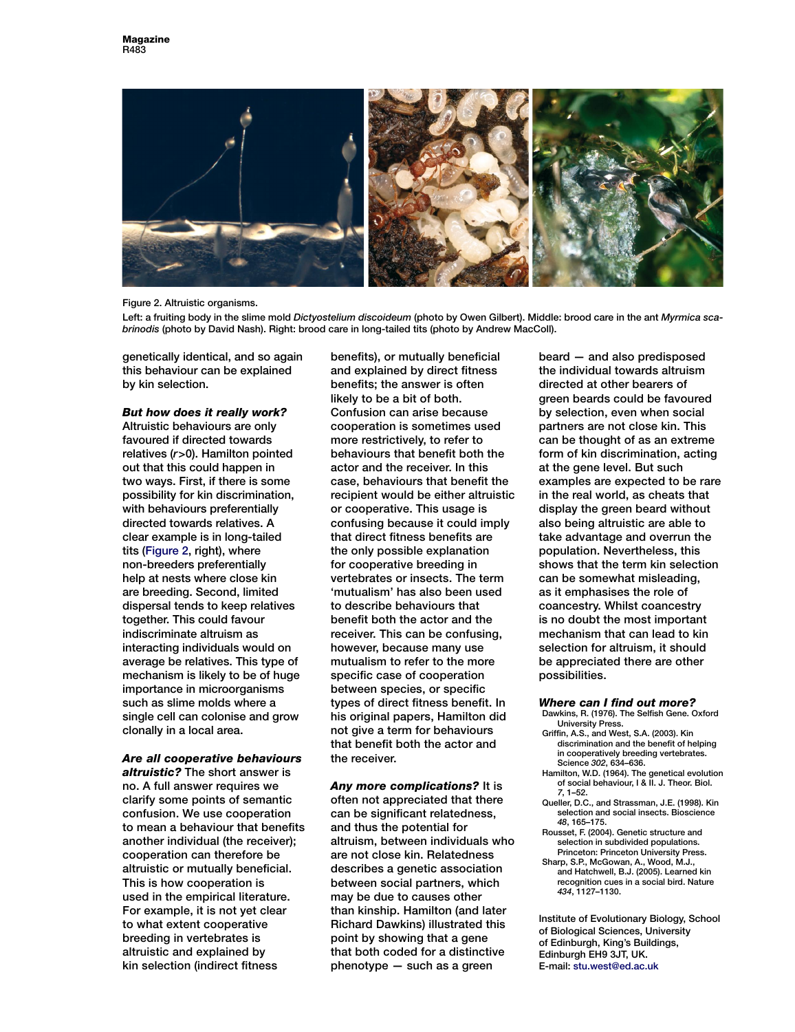Figure 2. Altruistic organisms.

Left: a fruiting body in the slime mold *Dictyostelium discoideum* (photo by Owen Gilbert). Middle: brood care in the ant *Myrmica scabrinodis* (photo by David Nash). Right: brood care in long-tailed tits (photo by Andrew MacColl).

genetically identical, and so again this behaviour can be explained by kin selection.

***But how does it really work?*** Altruistic behaviours are only favoured if directed towards relatives ($r > 0$). Hamilton pointed out that this could happen in two ways. First, if there is some possibility for kin discrimination, with behaviours preferentially directed towards relatives. A clear example is in long-tailed tits (Figure 2, right), where non-breeders preferentially help at nests where close kin are breeding. Second, limited dispersal tends to keep relatives together. This could favour indiscriminate altruism as interacting individuals would on average be relatives. This type of mechanism is likely to be of huge importance in microorganisms such as slime molds where a single cell can colonise and grow clonally in a local area.

***Are all cooperative behaviours altruistic?*** The short answer is no. A full answer requires we clarify some points of semantic confusion. We use cooperation to mean a behaviour that benefits another individual (the receiver); cooperation can therefore be altruistic or mutually beneficial. This is how cooperation is used in the empirical literature. For example, it is not yet clear to what extent cooperative breeding in vertebrates is altruistic and explained by kin selection (indirect fitness benefits), or mutually beneficial and explained by direct fitness benefits; the answer is often likely to be a bit of both. Confusion can arise because cooperation is sometimes used more restrictively, to refer to behaviours that benefit both the actor and the receiver. In this case, behaviours that benefit the recipient would be either altruistic or cooperative. This usage is confusing because it could imply that direct fitness benefits are the only possible explanation for cooperative breeding in vertebrates or insects. The term 'mutualism' has also been used to describe behaviours that benefit both the actor and the receiver. This can be confusing, however, because many use mutualism to refer to the more specific case of cooperation between species, or specific types of direct fitness benefit. In his original papers, Hamilton did not give a term for behaviours that benefit both the actor and the receiver.

***Any more complications?*** It is often not appreciated that there can be significant relatedness, and thus the potential for altruism, between individuals who are not close kin. Relatedness describes a genetic association between social partners, which may be due to causes other than kinship. Hamilton (and later Richard Dawkins) illustrated this point by showing that a gene that both coded for a distinctive phenotype — such as a green beard — and also predisposed the individual towards altruism directed at other bearers of green beards could be favoured by selection, even when social partners are not close kin. This can be thought of as an extreme form of kin discrimination, acting at the gene level. But such examples are expected to be rare in the real world, as cheats that display the green beard without also being altruistic are able to take advantage and overrun the population. Nevertheless, this shows that the term kin selection can be somewhat misleading, as it emphasises the role of coancestry. Whilst coancestry is no doubt the most important mechanism that can lead to kin selection for altruism, it should be appreciated there are other possibilities.

***Where can I find out more?***

Dawkins, R. (1976). The Selfish Gene. Oxford University Press.

Griffin, A.S., and West, S.A. (2003). Kin discrimination and the benefit of helping in cooperatively breeding vertebrates. Science *302*, 634–636.

Hamilton, W.D. (1964). The genetical evolution of social behaviour, I & II. J. Theor. Biol. *7*, 1–52.

Queller, D.C., and Strassman, J.E. (1998). Kin selection and social insects. Bioscience *48*, 165–175.

Rousset, F. (2004). Genetic structure and selection in subdivided populations. Princeton: Princeton University Press.

Sharp, S.P., McGowan, A., Wood, M.J., and Hatchwell, B.J. (2005). Learned kin recognition cues in a social bird. Nature *434*, 1127–1130.

Institute of Evolutionary Biology, School of Biological Sciences, University of Edinburgh, King's Buildings, Edinburgh EH9 3JT, UK.
E-mail: stu.west@ed.ac.uk